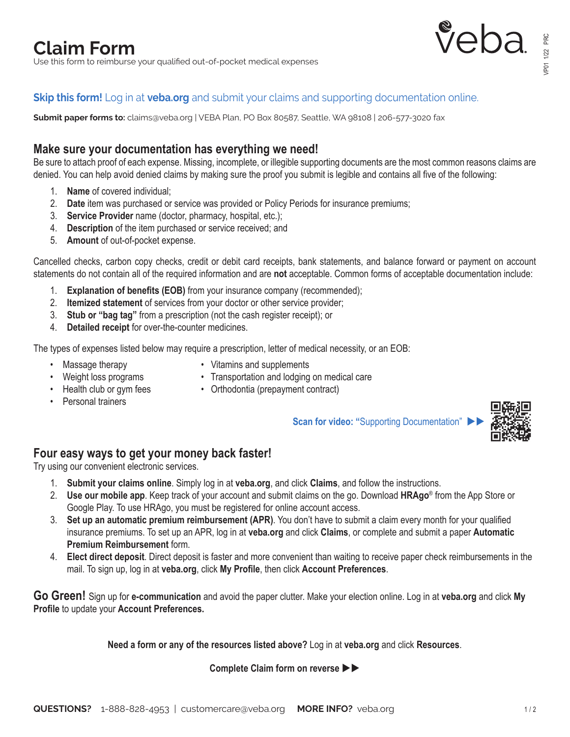# Claim Form

Use this form to reimburse your qualified out-of-pocket medical expenses

**Skip this form!** Log in at **veba.org** and submit your claims and supporting documentation online.

**Submit paper forms to:** claims@veba.org | VEBA Plan, PO Box 80587, Seattle, WA 98108 | 206-577-3020 fax

## Make sure your documentation has everything we need!

Be sure to attach proof of each expense. Missing, incomplete, or illegible supporting documents are the most common reasons claims are denied. You can help avoid denied claims by making sure the proof you submit is legible and contains all five of the following:

1. **Name** of covered individual;
2. **Date** item was purchased or service was provided or Policy Periods for insurance premiums;
3. **Service Provider** name (doctor, pharmacy, hospital, etc.);
4. **Description** of the item purchased or service received; and
5. **Amount** of out-of-pocket expense.

Cancelled checks, carbon copy checks, credit or debit card receipts, bank statements, and balance forward or payment on account statements do not contain all of the required information and are **not** acceptable. Common forms of acceptable documentation include:

1. **Explanation of benefits (EOB)** from your insurance company (recommended);
2. **Itemized statement** of services from your doctor or other service provider;
3. **Stub or "bag tag"** from a prescription (not the cash register receipt); or
4. **Detailed receipt** for over-the-counter medicines.

The types of expenses listed below may require a prescription, letter of medical necessity, or an EOB:

- Massage therapy
- Weight loss programs
- Health club or gym fees
- Personal trainers
- Vitamins and supplements
- Transportation and lodging on medical care
- Orthodontia (prepayment contract)

**Scan for video:** "Supporting Documentation" ▶▶

## Four easy ways to get your money back faster!

Try using our convenient electronic services.

1. **Submit your claims online**. Simply log in at **veba.org**, and click **Claims**, and follow the instructions.
2. **Use our mobile app**. Keep track of your account and submit claims on the go. Download **HRAgo**® from the App Store or Google Play. To use HRAgo, you must be registered for online account access.
3. **Set up an automatic premium reimbursement (APR)**. You don't have to submit a claim every month for your qualified insurance premiums. To set up an APR, log in at **veba.org** and click **Claims**, or complete and submit a paper **Automatic Premium Reimbursement** form.
4. **Elect direct deposit**. Direct deposit is faster and more convenient than waiting to receive paper check reimbursements in the mail. To sign up, log in at **veba.org**, click **My Profile**, then click **Account Preferences**.

**Go Green!** Sign up for **e-communication** and avoid the paper clutter. Make your election online. Log in at **veba.org** and click **My Profile** to update your **Account Preferences.**

**Need a form or any of the resources listed above?** Log in at **veba.org** and click **Resources**.

**Complete Claim form on reverse ▶▶**

**QUESTIONS?** 1-888-828-4953 | customercare@veba.org **MORE INFO?** veba.org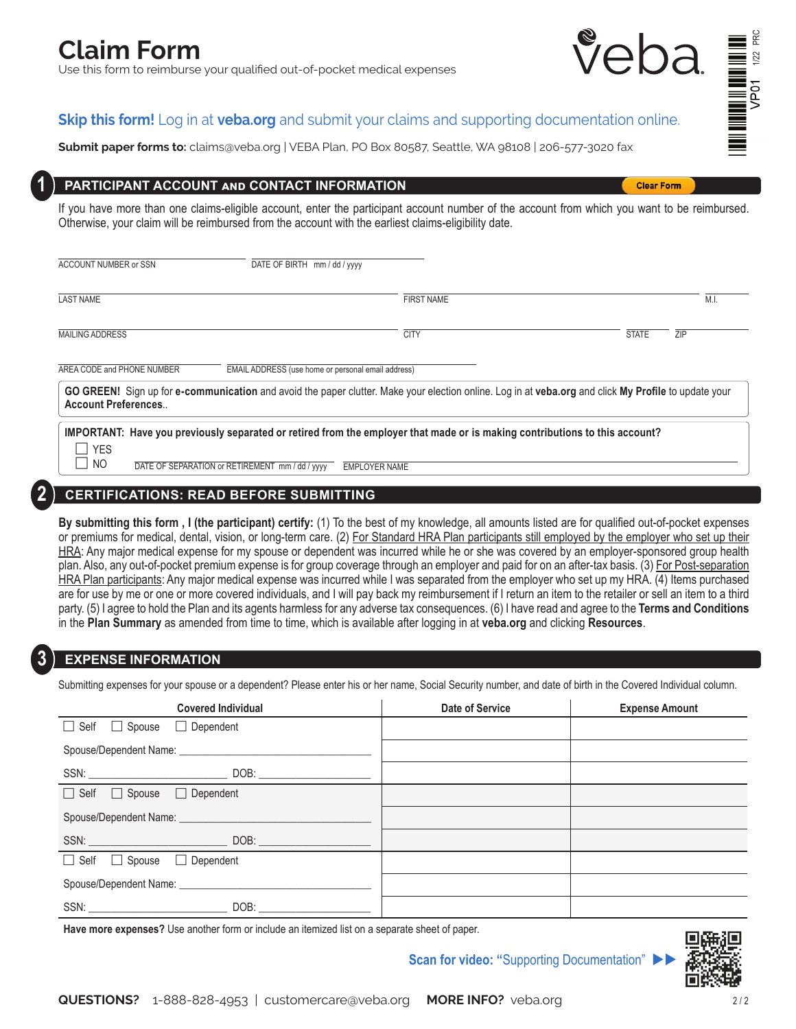# Claim Form

Use this form to reimburse your qualified out-of-pocket medical expenses

veba

VP01 1/22 PRC

**Skip this form!** Log in at **veba.org** and submit your claims and supporting documentation online.

**Submit paper forms to:** claims@veba.org | VEBA Plan, PO Box 80587, Seattle, WA 98108 | 206-577-3020 fax

## 1 PARTICIPANT ACCOUNT AND CONTACT INFORMATION

Clear Form

If you have more than one claims-eligible account, enter the participant account number of the account from which you want to be reimbursed. Otherwise, your claim will be reimbursed from the account with the earliest claims-eligibility date.

ACCOUNT NUMBER or SSN ____________ DATE OF BIRTH mm / dd / yyyy ____________

LAST NAME ____________ FIRST NAME ____________ M.I. ____

MAILING ADDRESS ____________ CITY ____________ STATE ____ ZIP ____

AREA CODE and PHONE NUMBER ____________ EMAIL ADDRESS (use home or personal email address) ____________

**GO GREEN!** Sign up for **e-communication** and avoid the paper clutter. Make your election online. Log in at **veba.org** and click **My Profile** to update your **Account Preferences**..

**IMPORTANT: Have you previously separated or retired from the employer that made or is making contributions to this account?**

☐ YES

☐ NO DATE OF SEPARATION or RETIREMENT mm / dd / yyyy ____________ EMPLOYER NAME ____________

## 2 CERTIFICATIONS: READ BEFORE SUBMITTING

**By submitting this form , I (the participant) certify:** (1) To the best of my knowledge, all amounts listed are for qualified out-of-pocket expenses or premiums for medical, dental, vision, or long-term care. (2) For Standard HRA Plan participants still employed by the employer who set up their HRA: Any major medical expense for my spouse or dependent was incurred while he or she was covered by an employer-sponsored group health plan. Also, any out-of-pocket premium expense is for group coverage through an employer and paid for on an after-tax basis. (3) For Post-separation HRA Plan participants: Any major medical expense was incurred while I was separated from the employer who set up my HRA. (4) Items purchased are for use by me or one or more covered individuals, and I will pay back my reimbursement if I return an item to the retailer or sell an item to a third party. (5) I agree to hold the Plan and its agents harmless for any adverse tax consequences. (6) I have read and agree to the **Terms and Conditions** in the **Plan Summary** as amended from time to time, which is available after logging in at **veba.org** and clicking **Resources**.

## 3 EXPENSE INFORMATION

Submitting expenses for your spouse or a dependent? Please enter his or her name, Social Security number, and date of birth in the Covered Individual column.

| Covered Individual | Date of Service | Expense Amount |
|---|---|---|
| ☐ Self ☐ Spouse ☐ Dependent | | |
| Spouse/Dependent Name: ____________ | | |
| SSN: ____________ DOB: ____________ | | |
| ☐ Self ☐ Spouse ☐ Dependent | | |
| Spouse/Dependent Name: ____________ | | |
| SSN: ____________ DOB: ____________ | | |
| ☐ Self ☐ Spouse ☐ Dependent | | |
| Spouse/Dependent Name: ____________ | | |
| SSN: ____________ DOB: ____________ | | |

**Have more expenses?** Use another form or include an itemized list on a separate sheet of paper.

**Scan for video:** "Supporting Documentation" ▶▶

**QUESTIONS?** 1-888-828-4953 | customercare@veba.org **MORE INFO?** veba.org